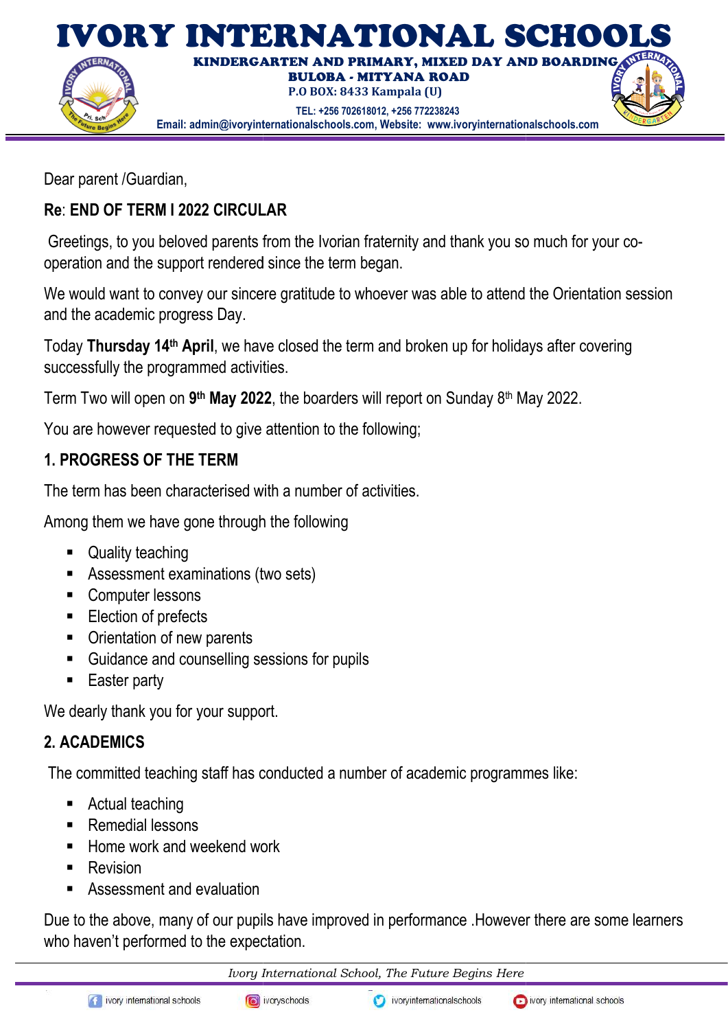# IVORY INTERNATIONAL SCHOOLS

**KINDERGARTEN AND PRIMARY, MIXED DAY AND BOARDING**
**BULOBA - MITYANA ROAD**
**P.O BOX: 8433 Kampala (U)**
**TEL: +256 702618012, +256 772238243**
**Email: admin@ivoryinternationalschools.com, Website: www.ivoryinternationalschools.com**

Dear parent /Guardian,

**Re**: **END OF TERM I 2022 CIRCULAR**

Greetings, to you beloved parents from the Ivorian fraternity and thank you so much for your co-operation and the support rendered since the term began.

We would want to convey our sincere gratitude to whoever was able to attend the Orientation session and the academic progress Day.

Today **Thursday 14th April**, we have closed the term and broken up for holidays after covering successfully the programmed activities.

Term Two will open on **9th May 2022**, the boarders will report on Sunday 8th May 2022.

You are however requested to give attention to the following;

## 1. PROGRESS OF THE TERM

The term has been characterised with a number of activities.

Among them we have gone through the following

- Quality teaching
- Assessment examinations (two sets)
- Computer lessons
- Election of prefects
- Orientation of new parents
- Guidance and counselling sessions for pupils
- Easter party

We dearly thank you for your support.

## 2. ACADEMICS

The committed teaching staff has conducted a number of academic programmes like:

- Actual teaching
- Remedial lessons
- Home work and weekend work
- Revision
- Assessment and evaluation

Due to the above, many of our pupils have improved in performance .However there are some learners who haven't performed to the expectation.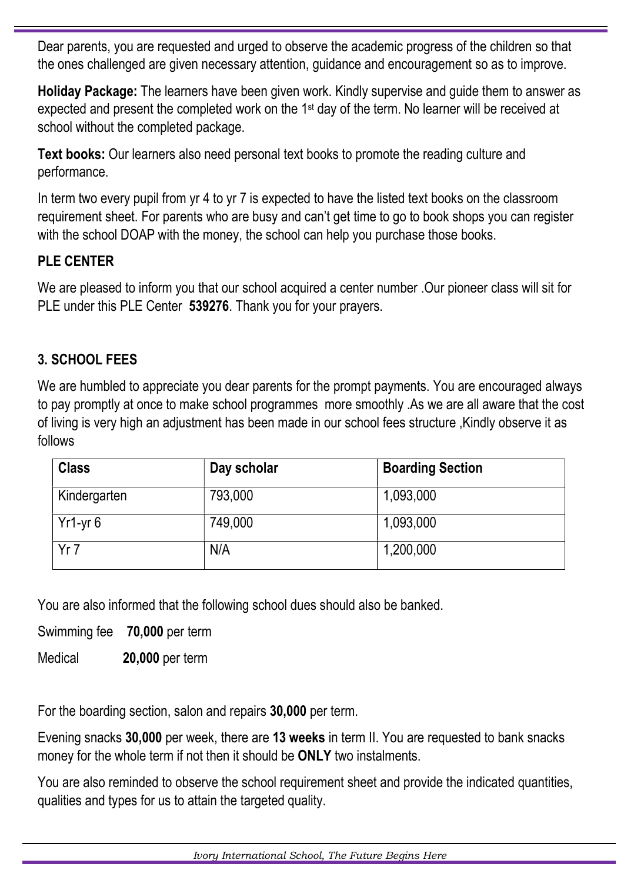Dear parents, you are requested and urged to observe the academic progress of the children so that the ones challenged are given necessary attention, guidance and encouragement so as to improve.

**Holiday Package:** The learners have been given work. Kindly supervise and guide them to answer as expected and present the completed work on the 1st day of the term. No learner will be received at school without the completed package.

**Text books:** Our learners also need personal text books to promote the reading culture and performance.

In term two every pupil from yr 4 to yr 7 is expected to have the listed text books on the classroom requirement sheet. For parents who are busy and can't get time to go to book shops you can register with the school DOAP with the money, the school can help you purchase those books.

### PLE CENTER

We are pleased to inform you that our school acquired a center number .Our pioneer class will sit for PLE under this PLE Center **539276**. Thank you for your prayers.

### 3. SCHOOL FEES

We are humbled to appreciate you dear parents for the prompt payments. You are encouraged always to pay promptly at once to make school programmes more smoothly .As we are all aware that the cost of living is very high an adjustment has been made in our school fees structure ,Kindly observe it as follows

| Class | Day scholar | Boarding Section |
|---|---|---|
| Kindergarten | 793,000 | 1,093,000 |
| Yr1-yr 6 | 749,000 | 1,093,000 |
| Yr 7 | N/A | 1,200,000 |

You are also informed that the following school dues should also be banked.

Swimming fee **70,000** per term

Medical **20,000** per term

For the boarding section, salon and repairs **30,000** per term.

Evening snacks **30,000** per week, there are **13 weeks** in term II. You are requested to bank snacks money for the whole term if not then it should be **ONLY** two instalments.

You are also reminded to observe the school requirement sheet and provide the indicated quantities, qualities and types for us to attain the targeted quality.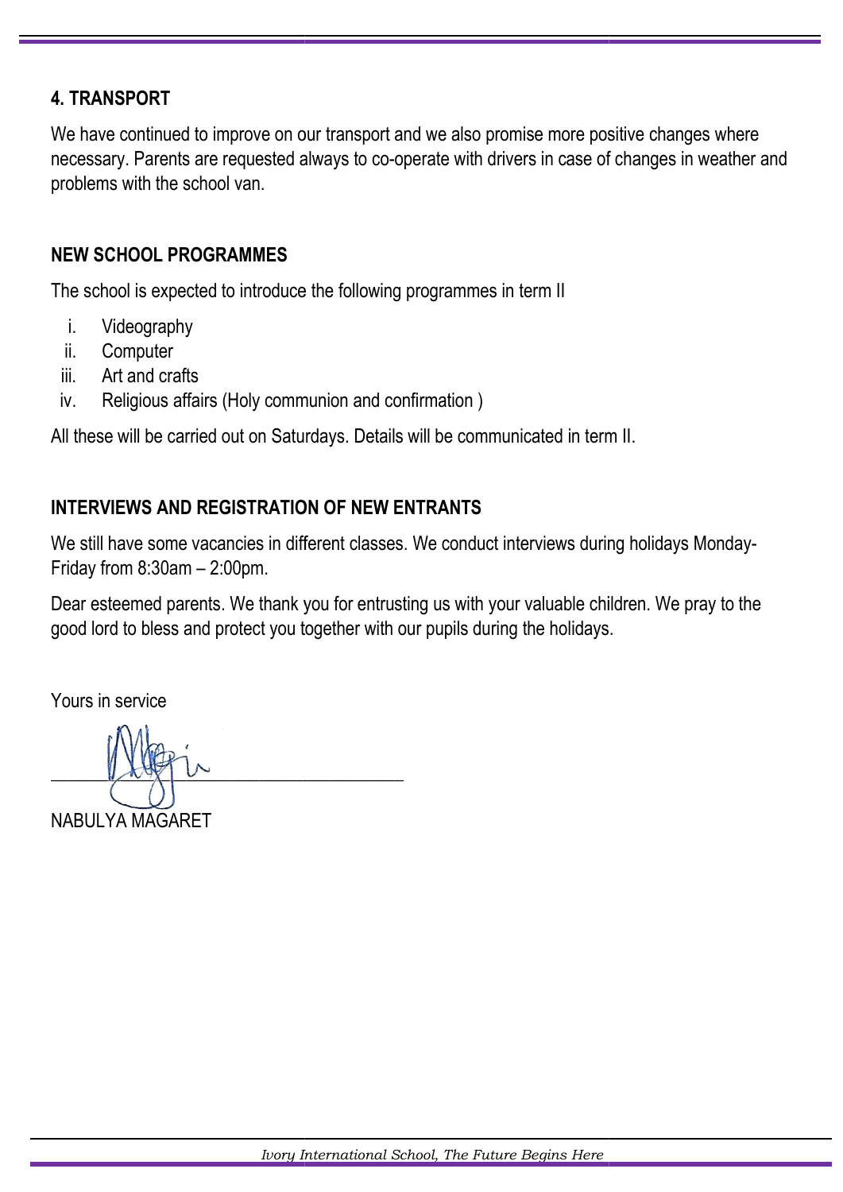## 4. TRANSPORT

We have continued to improve on our transport and we also promise more positive changes where necessary. Parents are requested always to co-operate with drivers in case of changes in weather and problems with the school van.

## NEW SCHOOL PROGRAMMES

The school is expected to introduce the following programmes in term II

i. Videography
ii. Computer
iii. Art and crafts
iv. Religious affairs (Holy communion and confirmation )

All these will be carried out on Saturdays. Details will be communicated in term II.

## INTERVIEWS AND REGISTRATION OF NEW ENTRANTS

We still have some vacancies in different classes. We conduct interviews during holidays Monday-Friday from 8:30am – 2:00pm.

Dear esteemed parents. We thank you for entrusting us with your valuable children. We pray to the good lord to bless and protect you together with our pupils during the holidays.

Yours in service

NABULYA MAGARET